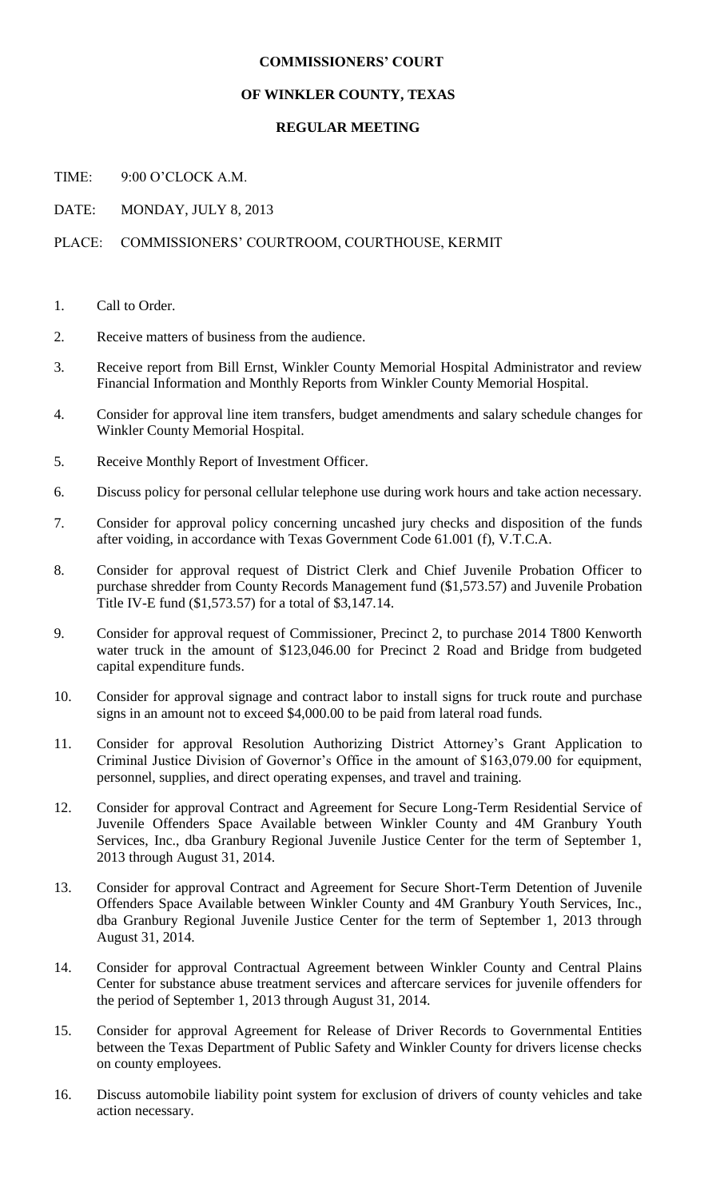**COMMISSIONERS' COURT**

**OF WINKLER COUNTY, TEXAS**

**REGULAR MEETING**

TIME: 9:00 O'CLOCK A.M.

DATE: MONDAY, JULY 8, 2013

PLACE: COMMISSIONERS' COURTROOM, COURTHOUSE, KERMIT

1. Call to Order.
2. Receive matters of business from the audience.
3. Receive report from Bill Ernst, Winkler County Memorial Hospital Administrator and review Financial Information and Monthly Reports from Winkler County Memorial Hospital.
4. Consider for approval line item transfers, budget amendments and salary schedule changes for Winkler County Memorial Hospital.
5. Receive Monthly Report of Investment Officer.
6. Discuss policy for personal cellular telephone use during work hours and take action necessary.
7. Consider for approval policy concerning uncashed jury checks and disposition of the funds after voiding, in accordance with Texas Government Code 61.001 (f), V.T.C.A.
8. Consider for approval request of District Clerk and Chief Juvenile Probation Officer to purchase shredder from County Records Management fund ($1,573.57) and Juvenile Probation Title IV-E fund ($1,573.57) for a total of $3,147.14.
9. Consider for approval request of Commissioner, Precinct 2, to purchase 2014 T800 Kenworth water truck in the amount of $123,046.00 for Precinct 2 Road and Bridge from budgeted capital expenditure funds.
10. Consider for approval signage and contract labor to install signs for truck route and purchase signs in an amount not to exceed $4,000.00 to be paid from lateral road funds.
11. Consider for approval Resolution Authorizing District Attorney's Grant Application to Criminal Justice Division of Governor's Office in the amount of $163,079.00 for equipment, personnel, supplies, and direct operating expenses, and travel and training.
12. Consider for approval Contract and Agreement for Secure Long-Term Residential Service of Juvenile Offenders Space Available between Winkler County and 4M Granbury Youth Services, Inc., dba Granbury Regional Juvenile Justice Center for the term of September 1, 2013 through August 31, 2014.
13. Consider for approval Contract and Agreement for Secure Short-Term Detention of Juvenile Offenders Space Available between Winkler County and 4M Granbury Youth Services, Inc., dba Granbury Regional Juvenile Justice Center for the term of September 1, 2013 through August 31, 2014.
14. Consider for approval Contractual Agreement between Winkler County and Central Plains Center for substance abuse treatment services and aftercare services for juvenile offenders for the period of September 1, 2013 through August 31, 2014.
15. Consider for approval Agreement for Release of Driver Records to Governmental Entities between the Texas Department of Public Safety and Winkler County for drivers license checks on county employees.
16. Discuss automobile liability point system for exclusion of drivers of county vehicles and take action necessary.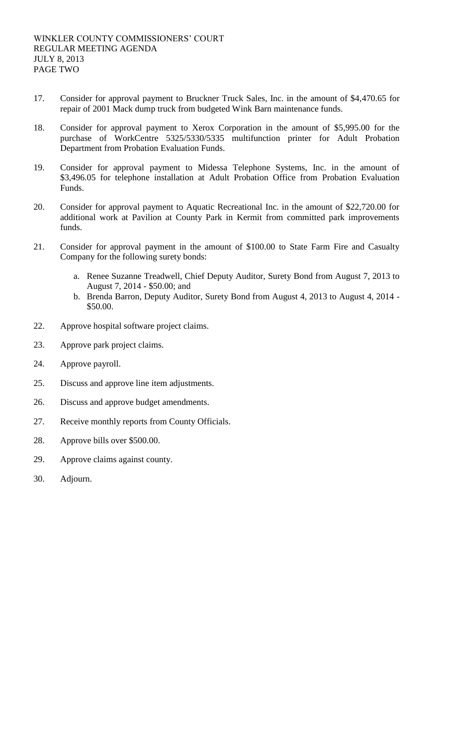17. Consider for approval payment to Bruckner Truck Sales, Inc. in the amount of $4,470.65 for repair of 2001 Mack dump truck from budgeted Wink Barn maintenance funds.

18. Consider for approval payment to Xerox Corporation in the amount of $5,995.00 for the purchase of WorkCentre 5325/5330/5335 multifunction printer for Adult Probation Department from Probation Evaluation Funds.

19. Consider for approval payment to Midessa Telephone Systems, Inc. in the amount of $3,496.05 for telephone installation at Adult Probation Office from Probation Evaluation Funds.

20. Consider for approval payment to Aquatic Recreational Inc. in the amount of $22,720.00 for additional work at Pavilion at County Park in Kermit from committed park improvements funds.

21. Consider for approval payment in the amount of $100.00 to State Farm Fire and Casualty Company for the following surety bonds:

    a. Renee Suzanne Treadwell, Chief Deputy Auditor, Surety Bond from August 7, 2013 to August 7, 2014 - $50.00; and
    b. Brenda Barron, Deputy Auditor, Surety Bond from August 4, 2013 to August 4, 2014 - $50.00.

22. Approve hospital software project claims.

23. Approve park project claims.

24. Approve payroll.

25. Discuss and approve line item adjustments.

26. Discuss and approve budget amendments.

27. Receive monthly reports from County Officials.

28. Approve bills over $500.00.

29. Approve claims against county.

30. Adjourn.